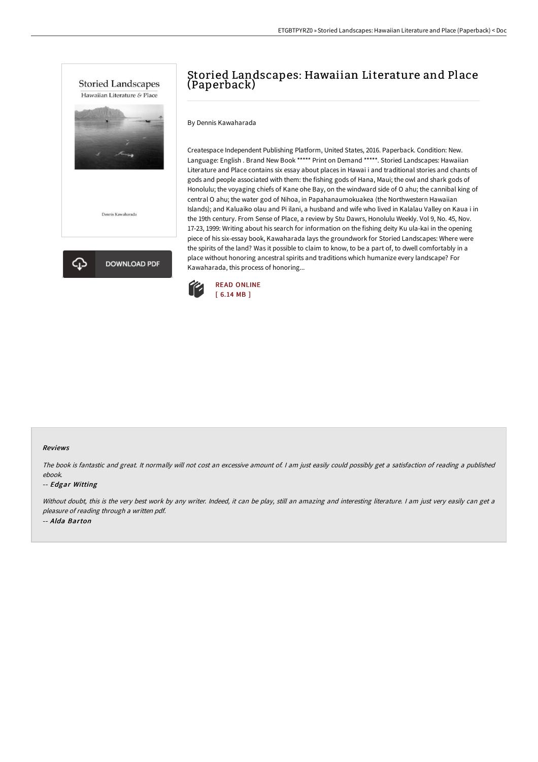# Storied Landscapes: Hawaiian Literature and Place (Paperback)

By Dennis Kawaharada

Createspace Independent Publishing Platform, United States, 2016. Paperback. Condition: New. Language: English . Brand New Book ***** Print on Demand *****. Storied Landscapes: Hawaiian Literature and Place contains six essay about places in Hawai i and traditional stories and chants of gods and people associated with them: the fishing gods of Hana, Maui; the owl and shark gods of Honolulu; the voyaging chiefs of Kane ohe Bay, on the windward side of O ahu; the cannibal king of central O ahu; the water god of Nihoa, in Papahanaumokuakea (the Northwestern Hawaiian Islands); and Kaluaiko olau and Pi ilani, a husband and wife who lived in Kalalau Valley on Kaua i in the 19th century. From Sense of Place, a review by Stu Dawrs, Honolulu Weekly. Vol 9, No. 45, Nov. 17-23, 1999: Writing about his search for information on the fishing deity Ku ula-kai in the opening piece of his six-essay book, Kawaharada lays the groundwork for Storied Landscapes: Where were the spirits of the land? Was it possible to claim to know, to be a part of, to dwell comfortably in a place without honoring ancestral spirits and traditions which humanize every landscape? For Kawaharada, this process of honoring...

DOWNLOAD PDF

READ ONLINE
[ 6.14 MB ]

### Reviews

*The book is fantastic and great. It normally will not cost an excessive amount of. I am just easily could possibly get a satisfaction of reading a published ebook.*

*-- Edgar Witting*

*Without doubt, this is the very best work by any writer. Indeed, it can be play, still an amazing and interesting literature. I am just very easily can get a pleasure of reading through a written pdf.*

*-- Alda Barton*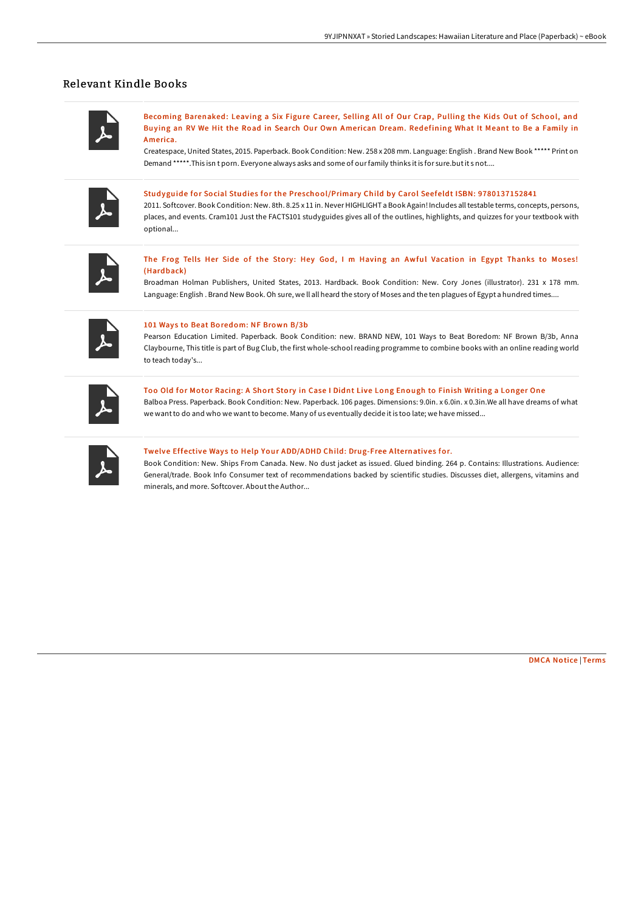## Relevant Kindle Books

**Becoming Barenaked: Leaving a Six Figure Career, Selling All of Our Crap, Pulling the Kids Out of School, and Buying an RV We Hit the Road in Search Our Own American Dream. Redefining What It Meant to Be a Family in America.**

Createspace, United States, 2015. Paperback. Book Condition: New. 258 x 208 mm. Language: English . Brand New Book ***** Print on Demand *****.This isn t porn. Everyone always asks and some of our family thinks it is for sure.but it s not....

**Studyguide for Social Studies for the Preschool/Primary Child by Carol Seefeldt ISBN: 9780137152841**

2011. Softcover. Book Condition: New. 8th. 8.25 x 11 in. Never HIGHLIGHT a Book Again! Includes all testable terms, concepts, persons, places, and events. Cram101 Just the FACTS101 studyguides gives all of the outlines, highlights, and quizzes for your textbook with optional...

**The Frog Tells Her Side of the Story: Hey God, I m Having an Awful Vacation in Egypt Thanks to Moses! (Hardback)**

Broadman Holman Publishers, United States, 2013. Hardback. Book Condition: New. Cory Jones (illustrator). 231 x 178 mm. Language: English . Brand New Book. Oh sure, we ll all heard the story of Moses and the ten plagues of Egypt a hundred times....

**101 Ways to Beat Boredom: NF Brown B/3b**

Pearson Education Limited. Paperback. Book Condition: new. BRAND NEW, 101 Ways to Beat Boredom: NF Brown B/3b, Anna Claybourne, This title is part of Bug Club, the first whole-school reading programme to combine books with an online reading world to teach today's...

**Too Old for Motor Racing: A Short Story in Case I Didnt Live Long Enough to Finish Writing a Longer One**

Balboa Press. Paperback. Book Condition: New. Paperback. 106 pages. Dimensions: 9.0in. x 6.0in. x 0.3in.We all have dreams of what we want to do and who we want to become. Many of us eventually decide it is too late; we have missed...

**Twelve Effective Ways to Help Your ADD/ADHD Child: Drug-Free Alternatives for.**

Book Condition: New. Ships From Canada. New. No dust jacket as issued. Glued binding. 264 p. Contains: Illustrations. Audience: General/trade. Book Info Consumer text of recommendations backed by scientific studies. Discusses diet, allergens, vitamins and minerals, and more. Softcover. About the Author...